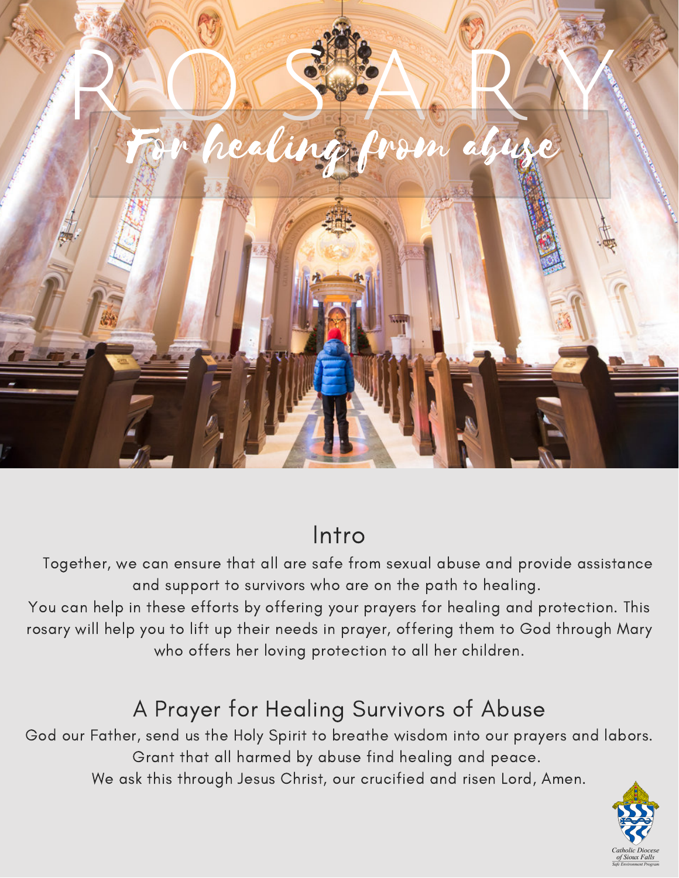# ROSARY

## For healing from abuse

## Intro

Together, we can ensure that all are safe from sexual abuse and provide assistance and support to survivors who are on the path to healing.

You can help in these efforts by offering your prayers for healing and protection. This rosary will help you to lift up their needs in prayer, offering them to God through Mary who offers her loving protection to all her children.

## A Prayer for Healing Survivors of Abuse

God our Father, send us the Holy Spirit to breathe wisdom into our prayers and labors.
Grant that all harmed by abuse find healing and peace.
We ask this through Jesus Christ, our crucified and risen Lord, Amen.

Catholic Diocese of Sioux Falls
Safe Environment Program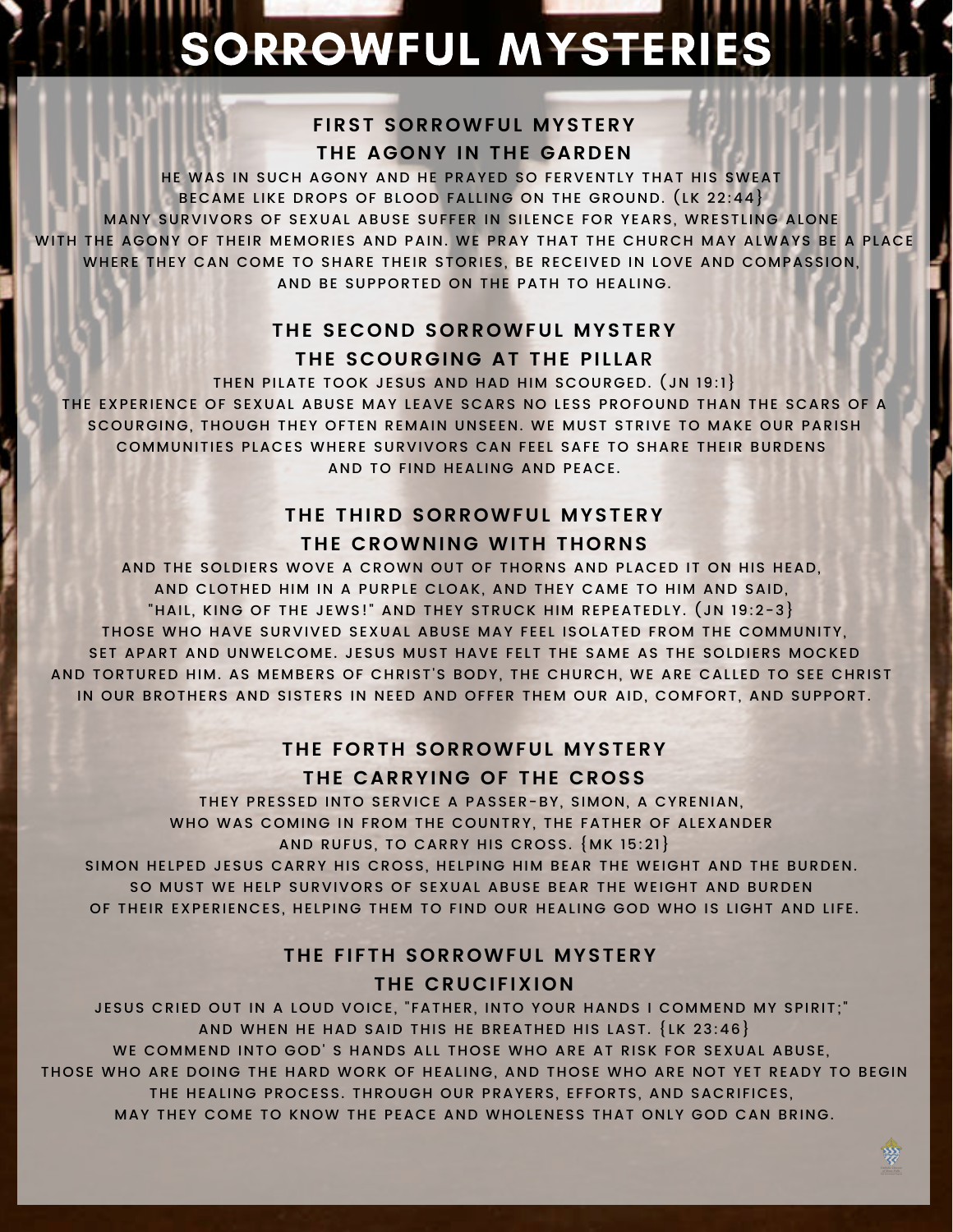# SORROWFUL MYSTERIES

## FIRST SORROWFUL MYSTERY
## THE AGONY IN THE GARDEN

HE WAS IN SUCH AGONY AND HE PRAYED SO FERVENTLY THAT HIS SWEAT BECAME LIKE DROPS OF BLOOD FALLING ON THE GROUND. (LK 22:44}

MANY SURVIVORS OF SEXUAL ABUSE SUFFER IN SILENCE FOR YEARS, WRESTLING ALONE WITH THE AGONY OF THEIR MEMORIES AND PAIN. WE PRAY THAT THE CHURCH MAY ALWAYS BE A PLACE WHERE THEY CAN COME TO SHARE THEIR STORIES, BE RECEIVED IN LOVE AND COMPASSION, AND BE SUPPORTED ON THE PATH TO HEALING.

## THE SECOND SORROWFUL MYSTERY
## THE SCOURGING AT THE PILLAR

THEN PILATE TOOK JESUS AND HAD HIM SCOURGED. (JN 19:1}

THE EXPERIENCE OF SEXUAL ABUSE MAY LEAVE SCARS NO LESS PROFOUND THAN THE SCARS OF A SCOURGING, THOUGH THEY OFTEN REMAIN UNSEEN. WE MUST STRIVE TO MAKE OUR PARISH COMMUNITIES PLACES WHERE SURVIVORS CAN FEEL SAFE TO SHARE THEIR BURDENS AND TO FIND HEALING AND PEACE.

## THE THIRD SORROWFUL MYSTERY
## THE CROWNING WITH THORNS

AND THE SOLDIERS WOVE A CROWN OUT OF THORNS AND PLACED IT ON HIS HEAD, AND CLOTHED HIM IN A PURPLE CLOAK, AND THEY CAME TO HIM AND SAID, "HAIL, KING OF THE JEWS!" AND THEY STRUCK HIM REPEATEDLY. (JN 19:2-3}

THOSE WHO HAVE SURVIVED SEXUAL ABUSE MAY FEEL ISOLATED FROM THE COMMUNITY, SET APART AND UNWELCOME. JESUS MUST HAVE FELT THE SAME AS THE SOLDIERS MOCKED AND TORTURED HIM. AS MEMBERS OF CHRIST'S BODY, THE CHURCH, WE ARE CALLED TO SEE CHRIST IN OUR BROTHERS AND SISTERS IN NEED AND OFFER THEM OUR AID, COMFORT, AND SUPPORT.

## THE FORTH SORROWFUL MYSTERY
## THE CARRYING OF THE CROSS

THEY PRESSED INTO SERVICE A PASSER-BY, SIMON, A CYRENIAN, WHO WAS COMING IN FROM THE COUNTRY, THE FATHER OF ALEXANDER AND RUFUS, TO CARRY HIS CROSS. {MK 15:21}

SIMON HELPED JESUS CARRY HIS CROSS, HELPING HIM BEAR THE WEIGHT AND THE BURDEN. SO MUST WE HELP SURVIVORS OF SEXUAL ABUSE BEAR THE WEIGHT AND BURDEN OF THEIR EXPERIENCES, HELPING THEM TO FIND OUR HEALING GOD WHO IS LIGHT AND LIFE.

## THE FIFTH SORROWFUL MYSTERY
## THE CRUCIFIXION

JESUS CRIED OUT IN A LOUD VOICE, "FATHER, INTO YOUR HANDS I COMMEND MY SPIRIT;" AND WHEN HE HAD SAID THIS HE BREATHED HIS LAST. {LK 23:46}

WE COMMEND INTO GOD' S HANDS ALL THOSE WHO ARE AT RISK FOR SEXUAL ABUSE, THOSE WHO ARE DOING THE HARD WORK OF HEALING, AND THOSE WHO ARE NOT YET READY TO BEGIN THE HEALING PROCESS. THROUGH OUR PRAYERS, EFFORTS, AND SACRIFICES, MAY THEY COME TO KNOW THE PEACE AND WHOLENESS THAT ONLY GOD CAN BRING.